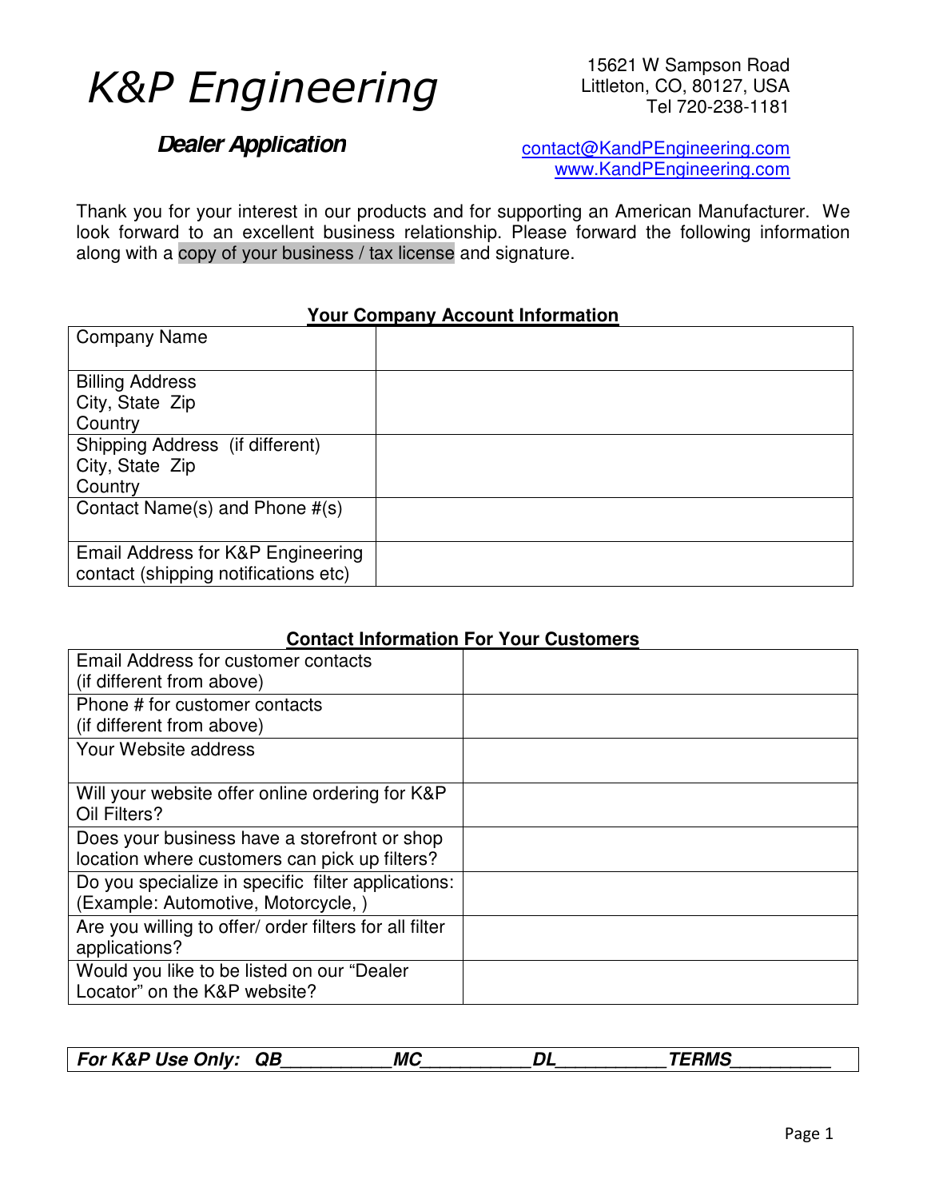# K&P Engineering

15621 W Sampson Road
Littleton, CO, 80127, USA
Tel 720-238-1181

## Dealer Application

contact@KandPEngineering.com
www.KandPEngineering.com

Thank you for your interest in our products and for supporting an American Manufacturer. We look forward to an excellent business relationship. Please forward the following information along with a copy of your business / tax license and signature.

**Your Company Account Information**

| | |
|---|---|
| Company Name | |
| Billing Address<br>City, State Zip<br>Country | |
| Shipping Address (if different)<br>City, State Zip<br>Country | |
| Contact Name(s) and Phone #(s) | |
| Email Address for K&P Engineering contact (shipping notifications etc) | |

**Contact Information For Your Customers**

| | |
|---|---|
| Email Address for customer contacts (if different from above) | |
| Phone # for customer contacts (if different from above) | |
| Your Website address | |
| Will your website offer online ordering for K&P Oil Filters? | |
| Does your business have a storefront or shop location where customers can pick up filters? | |
| Do you specialize in specific filter applications: (Example: Automotive, Motorcycle, ) | |
| Are you willing to offer/ order filters for all filter applications? | |
| Would you like to be listed on our "Dealer Locator" on the K&P website? | |

***For K&P Use Only: QB__________ MC__________ DL__________ TERMS__________***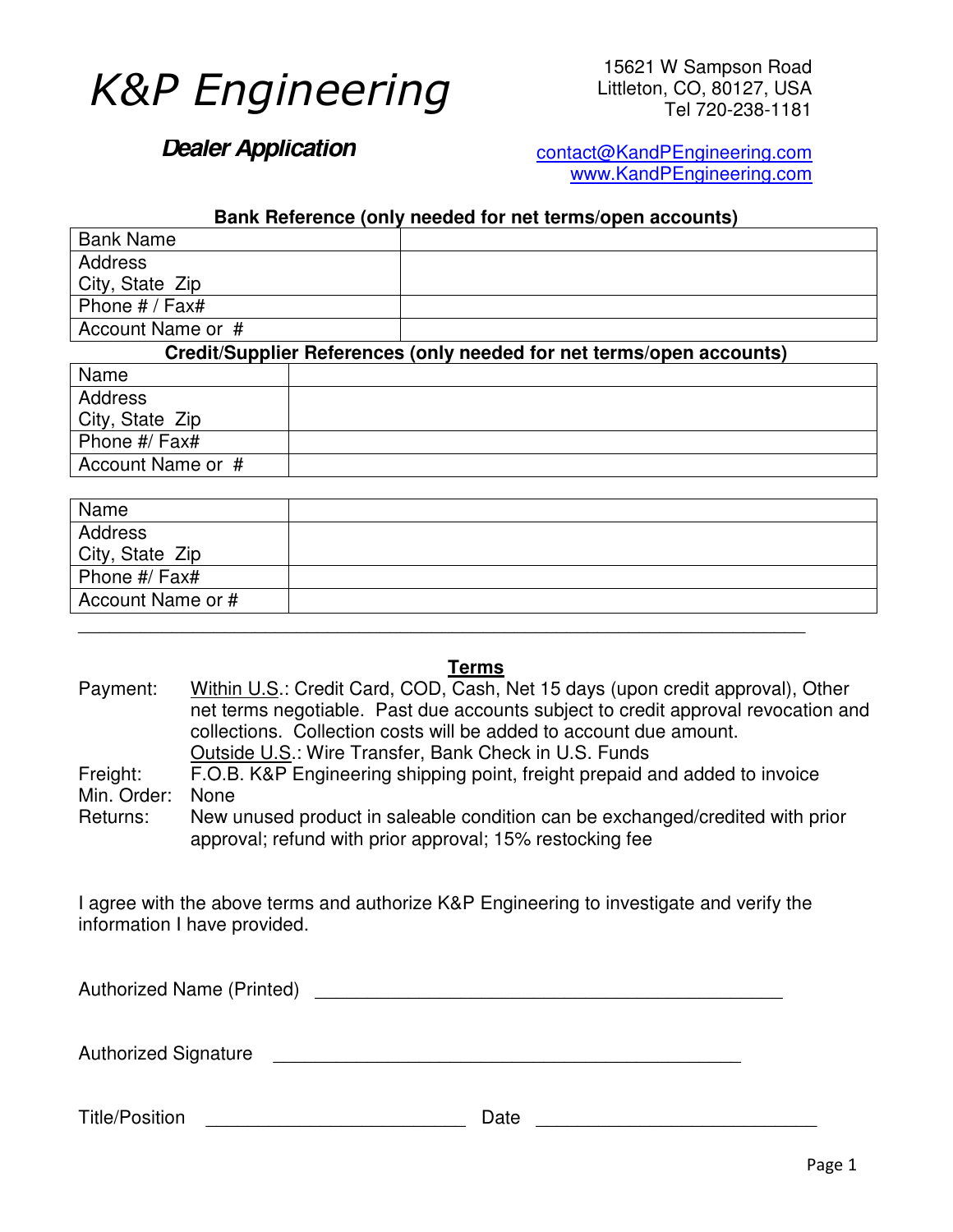# K&P Engineering

15621 W Sampson Road
Littleton, CO, 80127, USA
Tel 720-238-1181

## Dealer Application

contact@KandPEngineering.com
www.KandPEngineering.com

**Bank Reference (only needed for net terms/open accounts)**

| | |
|---|---|
| Bank Name | |
| Address<br>City, State Zip | |
| Phone # / Fax# | |
| Account Name or # | |

**Credit/Supplier References (only needed for net terms/open accounts)**

| | |
|---|---|
| Name | |
| Address<br>City, State Zip | |
| Phone #/ Fax# | |
| Account Name or # | |

| | |
|---|---|
| Name | |
| Address<br>City, State Zip | |
| Phone #/ Fax# | |
| Account Name or # | |

---

**Terms**

Payment: Within U.S.: Credit Card, COD, Cash, Net 15 days (upon credit approval), Other net terms negotiable. Past due accounts subject to credit approval revocation and collections. Collection costs will be added to account due amount.
Outside U.S.: Wire Transfer, Bank Check in U.S. Funds

Freight: F.O.B. K&P Engineering shipping point, freight prepaid and added to invoice

Min. Order: None

Returns: New unused product in saleable condition can be exchanged/credited with prior approval; refund with prior approval; 15% restocking fee

I agree with the above terms and authorize K&P Engineering to investigate and verify the information I have provided.

Authorized Name (Printed) _______________________________________________

Authorized Signature _______________________________________________

Title/Position __________________________ Date ____________________________